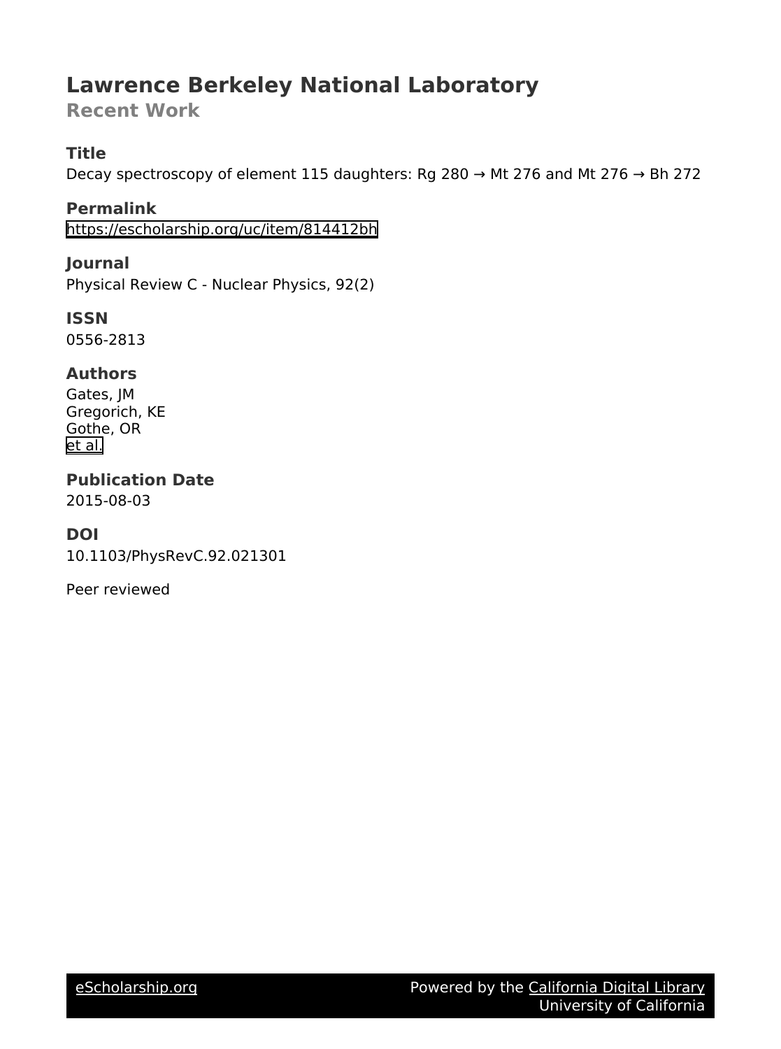# Lawrence Berkeley National Laboratory

**Recent Work**

### Title

Decay spectroscopy of element 115 daughters: Rg 280 → Mt 276 and Mt 276 → Bh 272

### Permalink

https://escholarship.org/uc/item/814412bh

### Journal

Physical Review C - Nuclear Physics, 92(2)

### ISSN

0556-2813

### Authors

Gates, JM
Gregorich, KE
Gothe, OR
et al.

### Publication Date

2015-08-03

### DOI

10.1103/PhysRevC.92.021301

Peer reviewed

eScholarship.org — Powered by the California Digital Library, University of California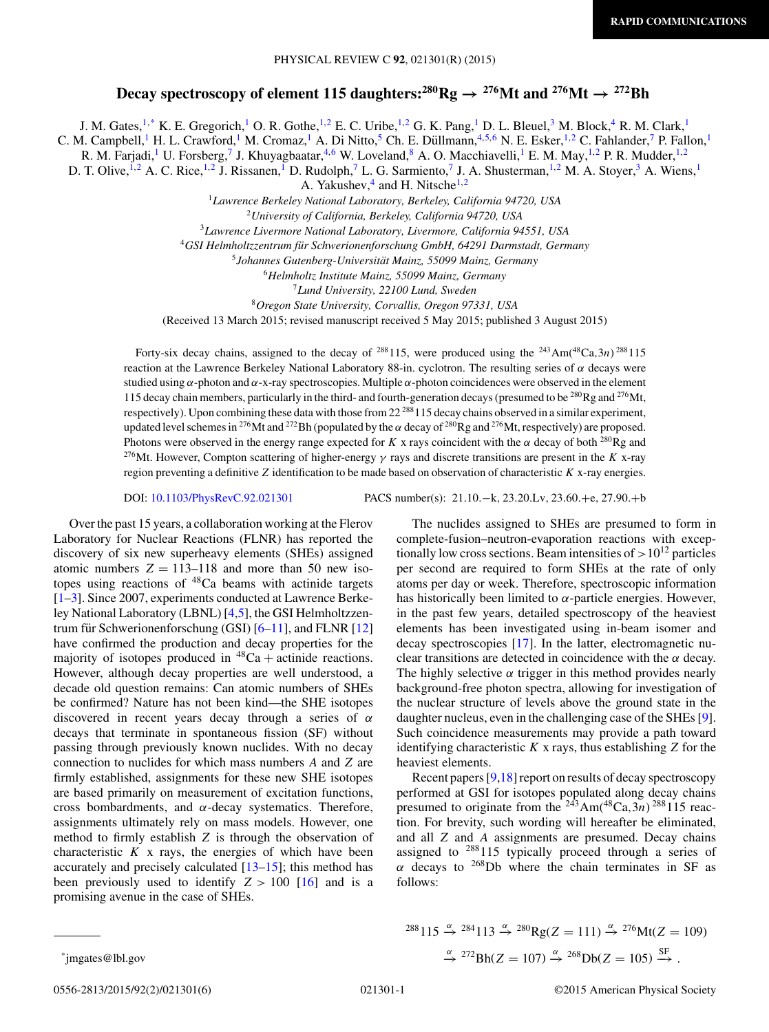# Decay spectroscopy of element 115 daughters: $^{280}$Rg → $^{276}$Mt and $^{276}$Mt → $^{272}$Bh

J. M. Gates,[1,*] K. E. Gregorich,[1] O. R. Gothe,[1,2] E. C. Uribe,[1,2] G. K. Pang,[1] D. L. Bleuel,[3] M. Block,[4] R. M. Clark,[1] C. M. Campbell,[1] H. L. Crawford,[1] M. Cromaz,[1] A. Di Nitto,[5] Ch. E. Düllmann,[4,5,6] N. E. Esker,[1,2] C. Fahlander,[7] P. Fallon,[1] R. M. Farjadi,[1] U. Forsberg,[7] J. Khuyagbaatar,[4,6] W. Loveland,[8] A. O. Macchiavelli,[1] E. M. May,[1,2] P. R. Mudder,[1,2] D. T. Olive,[1,2] A. C. Rice,[1,2] J. Rissanen,[1] D. Rudolph,[7] L. G. Sarmiento,[7] J. A. Shusterman,[1,2] M. A. Stoyer,[3] A. Wiens,[1] A. Yakushev,[4] and H. Nitsche[1,2]

[1]Lawrence Berkeley National Laboratory, Berkeley, California 94720, USA
[2]University of California, Berkeley, California 94720, USA
[3]Lawrence Livermore National Laboratory, Livermore, California 94551, USA
[4]GSI Helmholtzzentrum für Schwerionenforschung GmbH, 64291 Darmstadt, Germany
[5]Johannes Gutenberg-Universität Mainz, 55099 Mainz, Germany
[6]Helmholtz Institute Mainz, 55099 Mainz, Germany
[7]Lund University, 22100 Lund, Sweden
[8]Oregon State University, Corvallis, Oregon 97331, USA

(Received 13 March 2015; revised manuscript received 5 May 2015; published 3 August 2015)

Forty-six decay chains, assigned to the decay of $^{288}$115, were produced using the $^{243}$Am($^{48}$Ca,3$n$)$^{288}$115 reaction at the Lawrence Berkeley National Laboratory 88-in. cyclotron. The resulting series of $\alpha$ decays were studied using $\alpha$-photon and $\alpha$-x-ray spectroscopies. Multiple $\alpha$-photon coincidences were observed in the element 115 decay chain members, particularly in the third- and fourth-generation decays (presumed to be $^{280}$Rg and $^{276}$Mt, respectively). Upon combining these data with those from 22 $^{288}$115 decay chains observed in a similar experiment, updated level schemes in $^{276}$Mt and $^{272}$Bh (populated by the $\alpha$ decay of $^{280}$Rg and $^{276}$Mt, respectively) are proposed. Photons were observed in the energy range expected for $K$ x rays coincident with the $\alpha$ decay of both $^{280}$Rg and $^{276}$Mt. However, Compton scattering of higher-energy $\gamma$ rays and discrete transitions are present in the $K$ x-ray region preventing a definitive $Z$ identification to be made based on observation of characteristic $K$ x-ray energies.

DOI: 10.1103/PhysRevC.92.021301 PACS number(s): 21.10.−k, 23.20.Lv, 23.60.+e, 27.90.+b

Over the past 15 years, a collaboration working at the Flerov Laboratory for Nuclear Reactions (FLNR) has reported the discovery of six new superheavy elements (SHEs) assigned atomic numbers $Z = 113$–$118$ and more than 50 new isotopes using reactions of $^{48}$Ca beams with actinide targets [1–3]. Since 2007, experiments conducted at Lawrence Berkeley National Laboratory (LBNL) [4,5], the GSI Helmholtzzentrum für Schwerionenforschung (GSI) [6–11], and FLNR [12] have confirmed the production and decay properties for the majority of isotopes produced in $^{48}$Ca + actinide reactions. However, although decay properties are well understood, a decade old question remains: Can atomic numbers of SHEs be confirmed? Nature has not been kind—the SHE isotopes discovered in recent years decay through a series of $\alpha$ decays that terminate in spontaneous fission (SF) without passing through previously known nuclides. With no decay connection to nuclides for which mass numbers $A$ and $Z$ are firmly established, assignments for these new SHE isotopes are based primarily on measurement of excitation functions, cross bombardments, and $\alpha$-decay systematics. Therefore, assignments ultimately rely on mass models. However, one method to firmly establish $Z$ is through the observation of characteristic $K$ x rays, the energies of which have been accurately and precisely calculated [13–15]; this method has been previously used to identify $Z > 100$ [16] and is a promising avenue in the case of SHEs.

The nuclides assigned to SHEs are presumed to form in complete-fusion–neutron-evaporation reactions with exceptionally low cross sections. Beam intensities of $>10^{12}$ particles per second are required to form SHEs at the rate of only atoms per day or week. Therefore, spectroscopic information has historically been limited to $\alpha$-particle energies. However, in the past few years, detailed spectroscopy of the heaviest elements has been investigated using in-beam isomer and decay spectroscopies [17]. In the latter, electromagnetic nuclear transitions are detected in coincidence with the $\alpha$ decay. The highly selective $\alpha$ trigger in this method provides nearly background-free photon spectra, allowing for investigation of the nuclear structure of levels above the ground state in the daughter nucleus, even in the challenging case of the SHEs [9]. Such coincidence measurements may provide a path toward identifying characteristic $K$ x rays, thus establishing $Z$ for the heaviest elements.

Recent papers [9,18] report on results of decay spectroscopy performed at GSI for isotopes populated along decay chains presumed to originate from the $^{243}$Am($^{48}$Ca,3$n$)$^{288}$115 reaction. For brevity, such wording will hereafter be eliminated, and all $Z$ and $A$ assignments are presumed. Decay chains assigned to $^{288}$115 typically proceed through a series of $\alpha$ decays to $^{268}$Db where the chain terminates in SF as follows:

$$^{288}115 \xrightarrow{\alpha} {}^{284}113 \xrightarrow{\alpha} {}^{280}\mathrm{Rg}(Z=111) \xrightarrow{\alpha} {}^{276}\mathrm{Mt}(Z=109)$$
$$\xrightarrow{\alpha} {}^{272}\mathrm{Bh}(Z=107) \xrightarrow{\alpha} {}^{268}\mathrm{Db}(Z=105) \xrightarrow{\mathrm{SF}} .$$

*jmgates@lbl.gov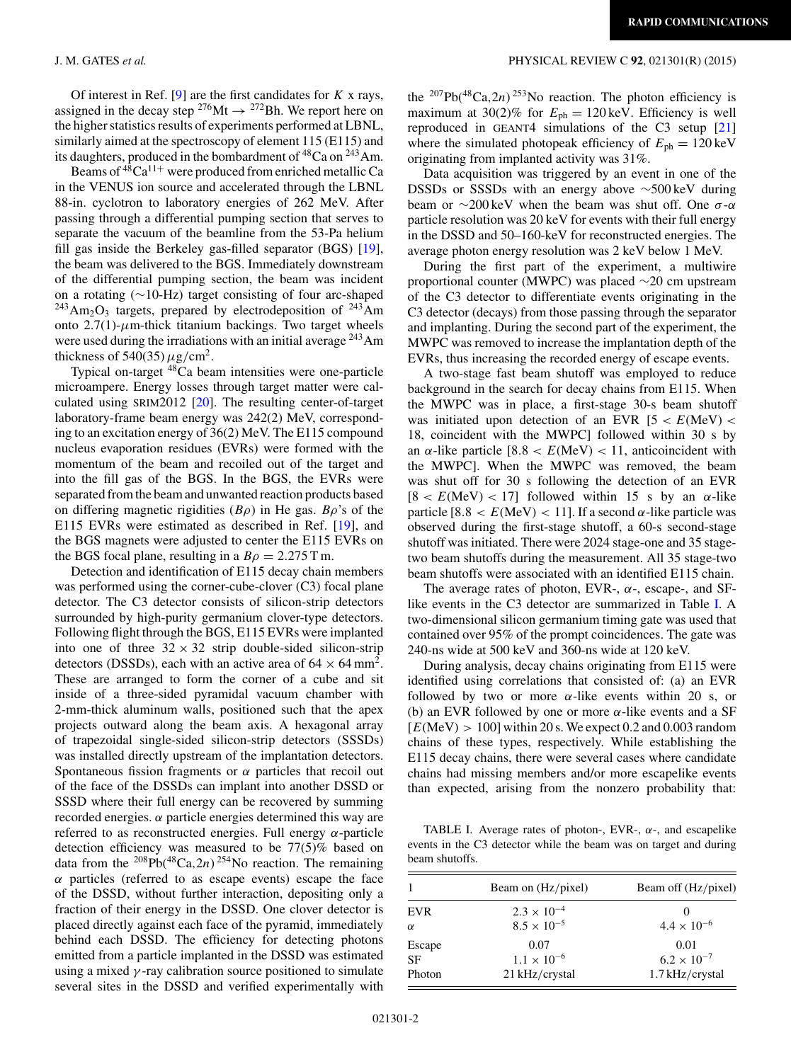Of interest in Ref. [9] are the first candidates for $K$ x rays, assigned in the decay step $^{276}\text{Mt} \rightarrow {}^{272}\text{Bh}$. We report here on the higher statistics results of experiments performed at LBNL, similarly aimed at the spectroscopy of element 115 (E115) and its daughters, produced in the bombardment of $^{48}\text{Ca}$ on $^{243}\text{Am}$.

Beams of $^{48}\text{Ca}^{11+}$ were produced from enriched metallic Ca in the VENUS ion source and accelerated through the LBNL 88-in. cyclotron to laboratory energies of 262 MeV. After passing through a differential pumping section that serves to separate the vacuum of the beamline from the 53-Pa helium fill gas inside the Berkeley gas-filled separator (BGS) [19], the beam was delivered to the BGS. Immediately downstream of the differential pumping section, the beam was incident on a rotating (~10-Hz) target consisting of four arc-shaped $^{243}\text{Am}_2\text{O}_3$ targets, prepared by electrodeposition of $^{243}\text{Am}$ onto 2.7(1)-$\mu$m-thick titanium backings. Two target wheels were used during the irradiations with an initial average $^{243}\text{Am}$ thickness of 540(35) $\mu\text{g/cm}^2$.

Typical on-target $^{48}\text{Ca}$ beam intensities were one-particle microampere. Energy losses through target matter were calculated using SRIM2012 [20]. The resulting center-of-target laboratory-frame beam energy was 242(2) MeV, corresponding to an excitation energy of 36(2) MeV. The E115 compound nucleus evaporation residues (EVRs) were formed with the momentum of the beam and recoiled out of the target and into the fill gas of the BGS. In the BGS, the EVRs were separated from the beam and unwanted reaction products based on differing magnetic rigidities ($B\rho$) in He gas. $B\rho$'s of the E115 EVRs were estimated as described in Ref. [19], and the BGS magnets were adjusted to center the E115 EVRs on the BGS focal plane, resulting in a $B\rho = 2.275$ T m.

Detection and identification of E115 decay chain members was performed using the corner-cube-clover (C3) focal plane detector. The C3 detector consists of silicon-strip detectors surrounded by high-purity germanium clover-type detectors. Following flight through the BGS, E115 EVRs were implanted into one of three $32 \times 32$ strip double-sided silicon-strip detectors (DSSDs), each with an active area of $64 \times 64\,\text{mm}^2$. These are arranged to form the corner of a cube and sit inside of a three-sided pyramidal vacuum chamber with 2-mm-thick aluminum walls, positioned such that the apex projects outward along the beam axis. A hexagonal array of trapezoidal single-sided silicon-strip detectors (SSSDs) was installed directly upstream of the implantation detectors. Spontaneous fission fragments or $\alpha$ particles that recoil out of the face of the DSSDs can implant into another DSSD or SSSD where their full energy can be recovered by summing recorded energies. $\alpha$ particle energies determined this way are referred to as reconstructed energies. Full energy $\alpha$-particle detection efficiency was measured to be 77(5)% based on data from the $^{208}\text{Pb}(^{48}\text{Ca},2n)^{254}\text{No}$ reaction. The remaining $\alpha$ particles (referred to as escape events) escape the face of the DSSD, without further interaction, depositing only a fraction of their energy in the DSSD. One clover detector is placed directly against each face of the pyramid, immediately behind each DSSD. The efficiency for detecting photons emitted from a particle implanted in the DSSD was estimated using a mixed $\gamma$-ray calibration source positioned to simulate several sites in the DSSD and verified experimentally with the $^{207}\text{Pb}(^{48}\text{Ca},2n)^{253}\text{No}$ reaction. The photon efficiency is maximum at 30(2)% for $E_{\text{ph}} = 120$ keV. Efficiency is well reproduced in GEANT4 simulations of the C3 setup [21] where the simulated photopeak efficiency of $E_{\text{ph}} = 120$ keV originating from implanted activity was 31%.

Data acquisition was triggered by an event in one of the DSSDs or SSSDs with an energy above ~500 keV during beam or ~200 keV when the beam was shut off. One $\sigma$-$\alpha$ particle resolution was 20 keV for events with their full energy in the DSSD and 50–160-keV for reconstructed energies. The average photon energy resolution was 2 keV below 1 MeV.

During the first part of the experiment, a multiwire proportional counter (MWPC) was placed ~20 cm upstream of the C3 detector to differentiate events originating in the C3 detector (decays) from those passing through the separator and implanting. During the second part of the experiment, the MWPC was removed to increase the implantation depth of the EVRs, thus increasing the recorded energy of escape events.

A two-stage fast beam shutoff was employed to reduce background in the search for decay chains from E115. When the MWPC was in place, a first-stage 30-s beam shutoff was initiated upon detection of an EVR [$5 < E(\text{MeV}) < 18$, coincident with the MWPC] followed within 30 s by an $\alpha$-like particle [$8.8 < E(\text{MeV}) < 11$, anticoincident with the MWPC]. When the MWPC was removed, the beam was shut off for 30 s following the detection of an EVR [$8 < E(\text{MeV}) < 17$] followed within 15 s by an $\alpha$-like particle [$8.8 < E(\text{MeV}) < 11$]. If a second $\alpha$-like particle was observed during the first-stage shutoff, a 60-s second-stage shutoff was initiated. There were 2024 stage-one and 35 stage-two beam shutoffs during the measurement. All 35 stage-two beam shutoffs were associated with an identified E115 chain.

The average rates of photon, EVR-, $\alpha$-, escape-, and SF-like events in the C3 detector are summarized in Table I. A two-dimensional silicon germanium timing gate was used that contained over 95% of the prompt coincidences. The gate was 240-ns wide at 500 keV and 360-ns wide at 120 keV.

During analysis, decay chains originating from E115 were identified using correlations that consisted of: (a) an EVR followed by two or more $\alpha$-like events within 20 s, or (b) an EVR followed by one or more $\alpha$-like events and a SF [$E(\text{MeV}) > 100$] within 20 s. We expect 0.2 and 0.003 random chains of these types, respectively. While establishing the E115 decay chains, there were several cases where candidate chains had missing members and/or more escapelike events than expected, arising from the nonzero probability that:

TABLE I. Average rates of photon-, EVR-, $\alpha$-, and escapelike events in the C3 detector while the beam was on target and during beam shutoffs.

| 1 | Beam on (Hz/pixel) | Beam off (Hz/pixel) |
|---|---|---|
| EVR | $2.3 \times 10^{-4}$ | 0 |
| $\alpha$ | $8.5 \times 10^{-5}$ | $4.4 \times 10^{-6}$ |
| Escape | 0.07 | 0.01 |
| SF | $1.1 \times 10^{-6}$ | $6.2 \times 10^{-7}$ |
| Photon | 21 kHz/crystal | 1.7 kHz/crystal |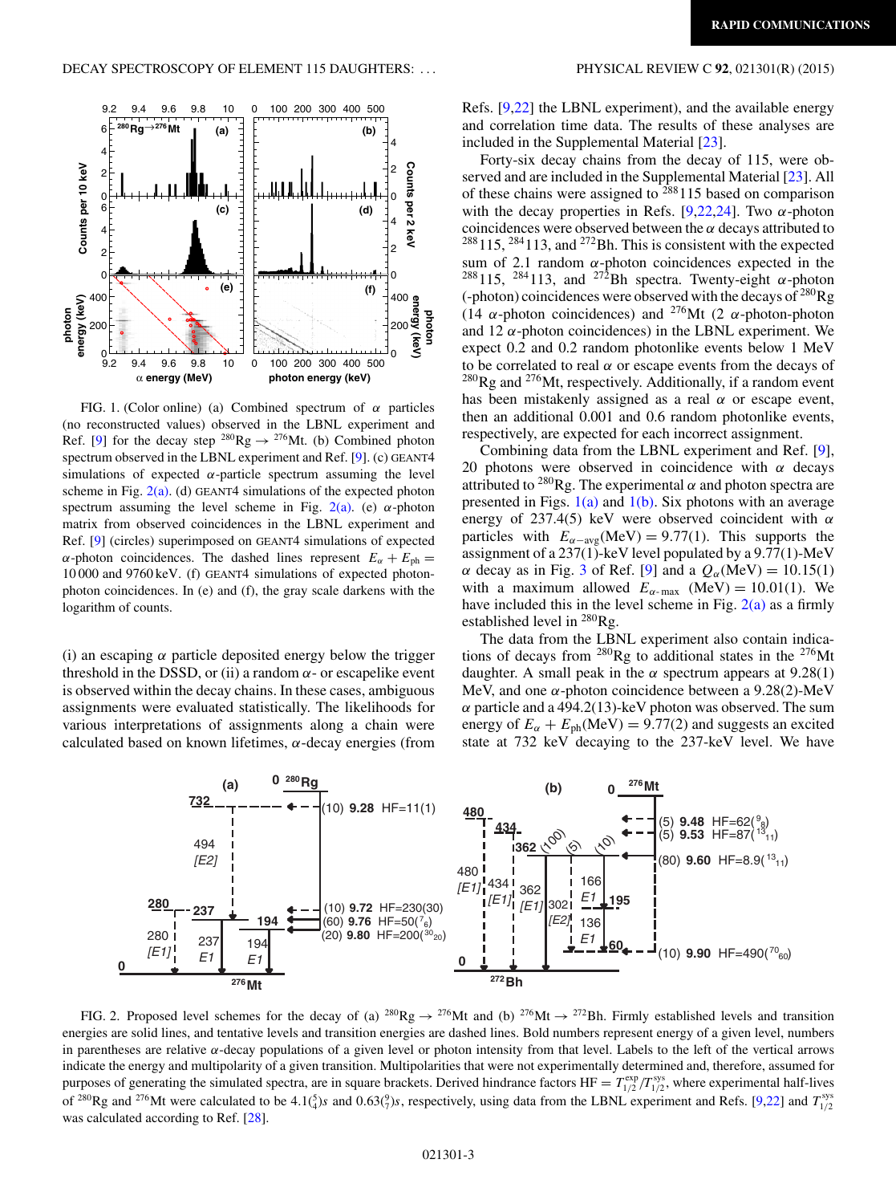FIG. 1. (Color online) (a) Combined spectrum of $\alpha$ particles (no reconstructed values) observed in the LBNL experiment and Ref. [9] for the decay step $^{280}$Rg $\rightarrow$ $^{276}$Mt. (b) Combined photon spectrum observed in the LBNL experiment and Ref. [9]. (c) GEANT4 simulations of expected $\alpha$-particle spectrum assuming the level scheme in Fig. 2(a). (d) GEANT4 simulations of the expected photon spectrum assuming the level scheme in Fig. 2(a). (e) $\alpha$-photon matrix from observed coincidences in the LBNL experiment and Ref. [9] (circles) superimposed on GEANT4 simulations of expected $\alpha$-photon coincidences. The dashed lines represent $E_\alpha + E_{ph} = 10\,000$ and 9760 keV. (f) GEANT4 simulations of expected photon-photon coincidences. In (e) and (f), the gray scale darkens with the logarithm of counts.

(i) an escaping $\alpha$ particle deposited energy below the trigger threshold in the DSSD, or (ii) a random $\alpha$- or escapelike event is observed within the decay chains. In these cases, ambiguous assignments were evaluated statistically. The likelihoods for various interpretations of assignments along a chain were calculated based on known lifetimes, $\alpha$-decay energies (from Refs. [9,22] the LBNL experiment), and the available energy and correlation time data. The results of these analyses are included in the Supplemental Material [23].

Forty-six decay chains from the decay of 115, were observed and are included in the Supplemental Material [23]. All of these chains were assigned to $^{288}$115 based on comparison with the decay properties in Refs. [9,22,24]. Two $\alpha$-photon coincidences were observed between the $\alpha$ decays attributed to $^{288}$115, $^{284}$113, and $^{272}$Bh. This is consistent with the expected sum of 2.1 random $\alpha$-photon coincidences expected in the $^{288}$115, $^{284}$113, and $^{272}$Bh spectra. Twenty-eight $\alpha$-photon (-photon) coincidences were observed with the decays of $^{280}$Rg (14 $\alpha$-photon coincidences) and $^{276}$Mt (2 $\alpha$-photon-photon and 12 $\alpha$-photon coincidences) in the LBNL experiment. We expect 0.2 and 0.2 random photonlike events below 1 MeV to be correlated to real $\alpha$ or escape events from the decays of $^{280}$Rg and $^{276}$Mt, respectively. Additionally, if a random event has been mistakenly assigned as a real $\alpha$ or escape event, then an additional 0.001 and 0.6 random photonlike events, respectively, are expected for each incorrect assignment.

Combining data from the LBNL experiment and Ref. [9], 20 photons were observed in coincidence with $\alpha$ decays attributed to $^{280}$Rg. The experimental $\alpha$ and photon spectra are presented in Figs. 1(a) and 1(b). Six photons with an average energy of 237.4(5) keV were observed coincident with $\alpha$ particles with $E_{\alpha-\mathrm{avg}}(\mathrm{MeV}) = 9.77(1)$. This supports the assignment of a 237(1)-keV level populated by a 9.77(1)-MeV $\alpha$ decay as in Fig. 3 of Ref. [9] and a $Q_\alpha(\mathrm{MeV}) = 10.15(1)$ with a maximum allowed $E_{\alpha\text{-max}}$ (MeV) = 10.01(1). We have included this in the level scheme in Fig. 2(a) as a firmly established level in $^{280}$Rg.

The data from the LBNL experiment also contain indications of decays from $^{280}$Rg to additional states in the $^{276}$Mt daughter. A small peak in the $\alpha$ spectrum appears at 9.28(1) MeV, and one $\alpha$-photon coincidence between a 9.28(2)-MeV $\alpha$ particle and a 494.2(13)-keV photon was observed. The sum energy of $E_\alpha + E_{ph}(\mathrm{MeV}) = 9.77(2)$ and suggests an excited state at 732 keV decaying to the 237-keV level. We have

FIG. 2. Proposed level schemes for the decay of (a) $^{280}$Rg $\rightarrow$ $^{276}$Mt and (b) $^{276}$Mt $\rightarrow$ $^{272}$Bh. Firmly established levels and transition energies are solid lines, and tentative levels and transition energies are dashed lines. Bold numbers represent energy of a given level, numbers in parentheses are relative $\alpha$-decay populations of a given level or photon intensity from that level. Labels to the left of the vertical arrows indicate the energy and multipolarity of a given transition. Multipolarities that were not experimentally determined and, therefore, assumed for purposes of generating the simulated spectra, are in square brackets. Derived hindrance factors HF $= T_{1/2}^{\mathrm{exp}}/T_{1/2}^{\mathrm{sys}}$, where experimental half-lives of $^{280}$Rg and $^{276}$Mt were calculated to be $4.1(^{5}_{4})s$ and $0.63(^{9}_{7})s$, respectively, using data from the LBNL experiment and Refs. [9,22] and $T_{1/2}^{\mathrm{sys}}$ was calculated according to Ref. [28].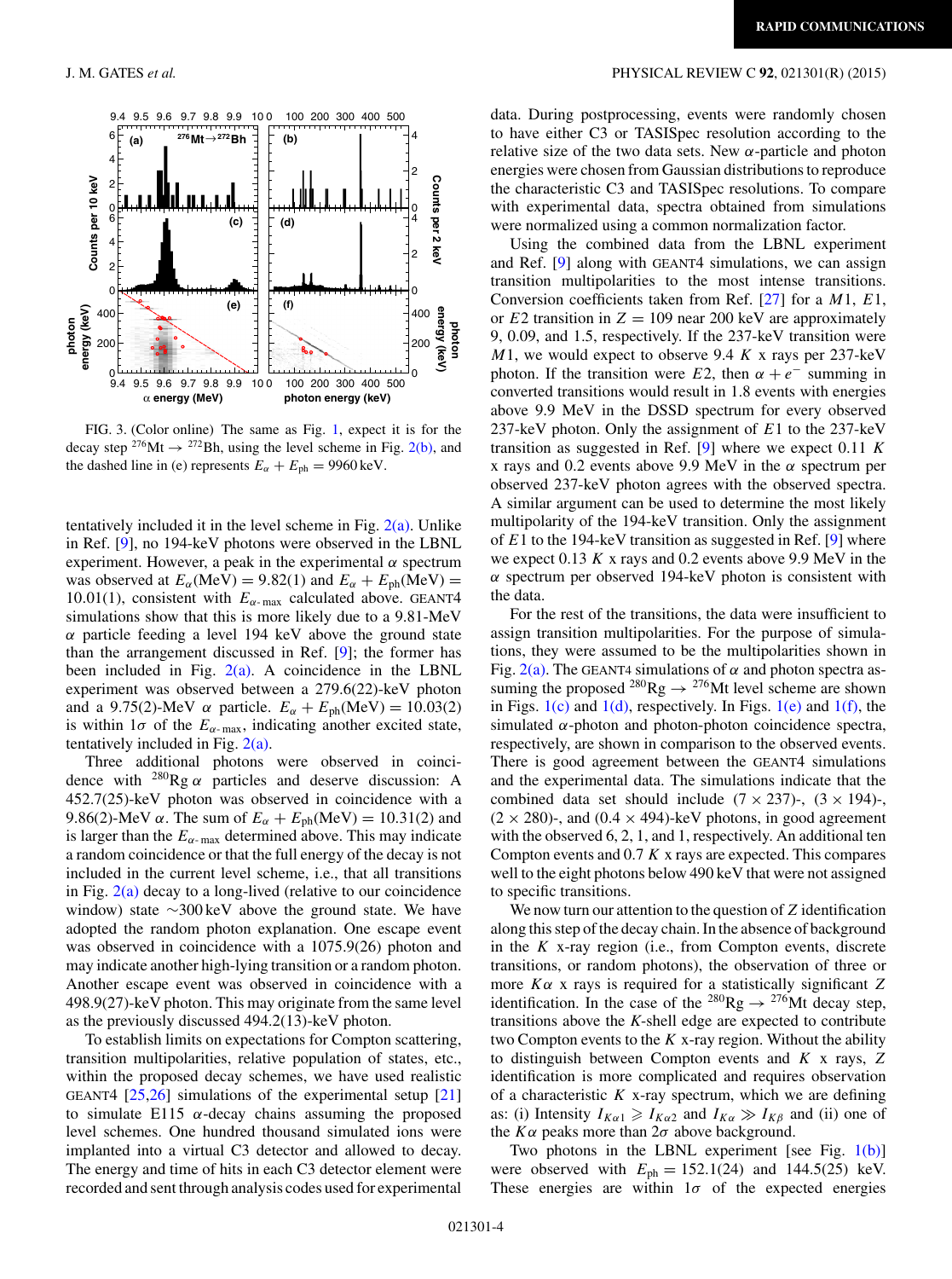FIG. 3. (Color online) The same as Fig. 1, expect it is for the decay step $^{276}$Mt → $^{272}$Bh, using the level scheme in Fig. 2(b), and the dashed line in (e) represents $E_\alpha + E_{ph} = 9960$ keV.

tentatively included it in the level scheme in Fig. 2(a). Unlike in Ref. [9], no 194-keV photons were observed in the LBNL experiment. However, a peak in the experimental $\alpha$ spectrum was observed at $E_\alpha$(MeV) = 9.82(1) and $E_\alpha + E_{ph}$(MeV) = 10.01(1), consistent with $E_{\alpha\text{-max}}$ calculated above. GEANT4 simulations show that this is more likely due to a 9.81-MeV $\alpha$ particle feeding a level 194 keV above the ground state than the arrangement discussed in Ref. [9]; the former has been included in Fig. 2(a). A coincidence in the LBNL experiment was observed between a 279.6(22)-keV photon and a 9.75(2)-MeV $\alpha$ particle. $E_\alpha + E_{ph}$(MeV) = 10.03(2) is within 1$\sigma$ of the $E_{\alpha\text{-max}}$, indicating another excited state, tentatively included in Fig. 2(a).

Three additional photons were observed in coincidence with $^{280}$Rg $\alpha$ particles and deserve discussion: A 452.7(25)-keV photon was observed in coincidence with a 9.86(2)-MeV $\alpha$. The sum of $E_\alpha + E_{ph}$(MeV) = 10.31(2) and is larger than the $E_{\alpha\text{-max}}$ determined above. This may indicate a random coincidence or that the full energy of the decay is not included in the current level scheme, i.e., that all transitions in Fig. 2(a) decay to a long-lived (relative to our coincidence window) state ~300 keV above the ground state. We have adopted the random photon explanation. One escape event was observed in coincidence with a 1075.9(26) photon and may indicate another high-lying transition or a random photon. Another escape event was observed in coincidence with a 498.9(27)-keV photon. This may originate from the same level as the previously discussed 494.2(13)-keV photon.

To establish limits on expectations for Compton scattering, transition multipolarities, relative population of states, etc., within the proposed decay schemes, we have used realistic GEANT4 [25,26] simulations of the experimental setup [21] to simulate E115 $\alpha$-decay chains assuming the proposed level schemes. One hundred thousand simulated ions were implanted into a virtual C3 detector and allowed to decay. The energy and time of hits in each C3 detector element were recorded and sent through analysis codes used for experimental data. During postprocessing, events were randomly chosen to have either C3 or TASISpec resolution according to the relative size of the two data sets. New $\alpha$-particle and photon energies were chosen from Gaussian distributions to reproduce the characteristic C3 and TASISpec resolutions. To compare with experimental data, spectra obtained from simulations were normalized using a common normalization factor.

Using the combined data from the LBNL experiment and Ref. [9] along with GEANT4 simulations, we can assign transition multipolarities to the most intense transitions. Conversion coefficients taken from Ref. [27] for a $M1$, $E1$, or $E2$ transition in $Z = 109$ near 200 keV are approximately 9, 0.09, and 1.5, respectively. If the 237-keV transition were $M1$, we would expect to observe 9.4 $K$ x rays per 237-keV photon. If the transition were $E2$, then $\alpha + e^-$ summing in converted transitions would result in 1.8 events with energies above 9.9 MeV in the DSSD spectrum for every observed 237-keV photon. Only the assignment of $E1$ to the 237-keV transition as suggested in Ref. [9] where we expect 0.11 $K$ x rays and 0.2 events above 9.9 MeV in the $\alpha$ spectrum per observed 237-keV photon agrees with the observed spectra. A similar argument can be used to determine the most likely multipolarity of the 194-keV transition. Only the assignment of $E1$ to the 194-keV transition as suggested in Ref. [9] where we expect 0.13 $K$ x rays and 0.2 events above 9.9 MeV in the $\alpha$ spectrum per observed 194-keV photon is consistent with the data.

For the rest of the transitions, the data were insufficient to assign transition multipolarities. For the purpose of simulations, they were assumed to be the multipolarities shown in Fig. 2(a). The GEANT4 simulations of $\alpha$ and photon spectra assuming the proposed $^{280}$Rg → $^{276}$Mt level scheme are shown in Figs. 1(c) and 1(d), respectively. In Figs. 1(e) and 1(f), the simulated $\alpha$-photon and photon-photon coincidence spectra, respectively, are shown in comparison to the observed events. There is good agreement between the GEANT4 simulations and the experimental data. The simulations indicate that the combined data set should include (7 × 237)-, (3 × 194)-, (2 × 280)-, and (0.4 × 494)-keV photons, in good agreement with the observed 6, 2, 1, and 1, respectively. An additional ten Compton events and 0.7 $K$ x rays are expected. This compares well to the eight photons below 490 keV that were not assigned to specific transitions.

We now turn our attention to the question of $Z$ identification along this step of the decay chain. In the absence of background in the $K$ x-ray region (i.e., from Compton events, discrete transitions, or random photons), the observation of three or more $K\alpha$ x rays is required for a statistically significant $Z$ identification. In the case of the $^{280}$Rg → $^{276}$Mt decay step, transitions above the $K$-shell edge are expected to contribute two Compton events to the $K$ x-ray region. Without the ability to distinguish between Compton events and $K$ x rays, $Z$ identification is more complicated and requires observation of a characteristic $K$ x-ray spectrum, which we are defining as: (i) Intensity $I_{K\alpha 1} \geqslant I_{K\alpha 2}$ and $I_{K\alpha} \gg I_{K\beta}$ and (ii) one of the $K\alpha$ peaks more than 2$\sigma$ above background.

Two photons in the LBNL experiment [see Fig. 1(b)] were observed with $E_{ph}$ = 152.1(24) and 144.5(25) keV. These energies are within 1$\sigma$ of the expected energies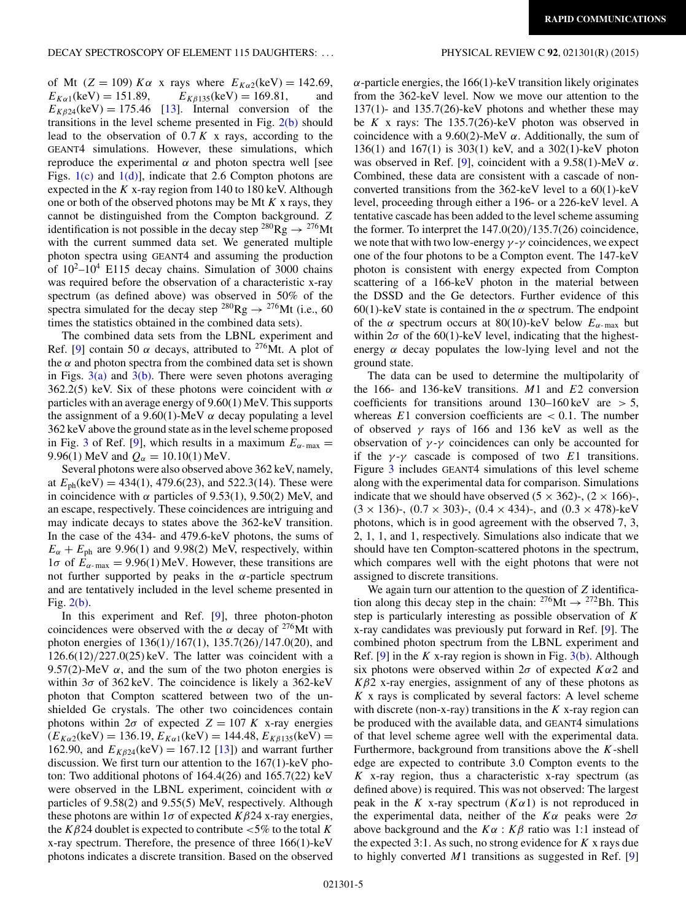of Mt ($Z = 109$) $K\alpha$ x rays where $E_{K\alpha2}$(keV) = 142.69, $E_{K\alpha1}$(keV) = 151.89, $E_{K\beta135}$(keV) = 169.81, and $E_{K\beta24}$(keV) = 175.46 [13]. Internal conversion of the transitions in the level scheme presented in Fig. 2(b) should lead to the observation of 0.7 $K$ x rays, according to the GEANT4 simulations. However, these simulations, which reproduce the experimental $\alpha$ and photon spectra well [see Figs. 1(c) and 1(d)], indicate that 2.6 Compton photons are expected in the $K$ x-ray region from 140 to 180 keV. Although one or both of the observed photons may be Mt $K$ x rays, they cannot be distinguished from the Compton background. $Z$ identification is not possible in the decay step $^{280}$Rg $\rightarrow$ $^{276}$Mt with the current summed data set. We generated multiple photon spectra using GEANT4 and assuming the production of $10^2$–$10^4$ E115 decay chains. Simulation of 3000 chains was required before the observation of a characteristic x-ray spectrum (as defined above) was observed in 50% of the spectra simulated for the decay step $^{280}$Rg $\rightarrow$ $^{276}$Mt (i.e., 60 times the statistics obtained in the combined data sets).

The combined data sets from the LBNL experiment and Ref. [9] contain 50 $\alpha$ decays, attributed to $^{276}$Mt. A plot of the $\alpha$ and photon spectra from the combined data set is shown in Figs. 3(a) and 3(b). There were seven photons averaging 362.2(5) keV. Six of these photons were coincident with $\alpha$ particles with an average energy of 9.60(1) MeV. This supports the assignment of a 9.60(1)-MeV $\alpha$ decay populating a level 362 keV above the ground state as in the level scheme proposed in Fig. 3 of Ref. [9], which results in a maximum $E_{\alpha\text{-max}}$ = 9.96(1) MeV and $Q_\alpha$ = 10.10(1) MeV.

Several photons were also observed above 362 keV, namely, at $E_{\text{ph}}$(keV) = 434(1), 479.6(23), and 522.3(14). These were in coincidence with $\alpha$ particles of 9.53(1), 9.50(2) MeV, and an escape, respectively. These coincidences are intriguing and may indicate decays to states above the 362-keV transition. In the case of the 434- and 479.6-keV photons, the sums of $E_\alpha + E_{\text{ph}}$ are 9.96(1) and 9.98(2) MeV, respectively, within 1$\sigma$ of $E_{\alpha\text{-max}}$ = 9.96(1) MeV. However, these transitions are not further supported by peaks in the $\alpha$-particle spectrum and are tentatively included in the level scheme presented in Fig. 2(b).

In this experiment and Ref. [9], three photon-photon coincidences were observed with the $\alpha$ decay of $^{276}$Mt with photon energies of 136(1)/167(1), 135.7(26)/147.0(20), and 126.6(12)/227.0(25) keV. The latter was coincident with a 9.57(2)-MeV $\alpha$, and the sum of the two photon energies is within 3$\sigma$ of 362 keV. The coincidence is likely a 362-keV photon that Compton scattered between two of the unshielded Ge crystals. The other two coincidences contain photons within 2$\sigma$ of expected $Z = 107$ $K$ x-ray energies ($E_{K\alpha2}$(keV) = 136.19, $E_{K\alpha1}$(keV) = 144.48, $E_{K\beta135}$(keV) = 162.90, and $E_{K\beta24}$(keV) = 167.12 [13]) and warrant further discussion. We first turn our attention to the 167(1)-keV photon: Two additional photons of 164.4(26) and 165.7(22) keV were observed in the LBNL experiment, coincident with $\alpha$ particles of 9.58(2) and 9.55(5) MeV, respectively. Although these photons are within 1$\sigma$ of expected $K\beta24$ x-ray energies, the $K\beta24$ doublet is expected to contribute <5% to the total $K$ x-ray spectrum. Therefore, the presence of three 166(1)-keV photons indicates a discrete transition. Based on the observed $\alpha$-particle energies, the 166(1)-keV transition likely originates from the 362-keV level. Now we move our attention to the 137(1)- and 135.7(26)-keV photons and whether these may be $K$ x rays: The 135.7(26)-keV photon was observed in coincidence with a 9.60(2)-MeV $\alpha$. Additionally, the sum of 136(1) and 167(1) is 303(1) keV, and a 302(1)-keV photon was observed in Ref. [9], coincident with a 9.58(1)-MeV $\alpha$. Combined, these data are consistent with a cascade of non-converted transitions from the 362-keV level to a 60(1)-keV level, proceeding through either a 196- or a 226-keV level. A tentative cascade has been added to the level scheme assuming the former. To interpret the 147.0(20)/135.7(26) coincidence, we note that with two low-energy $\gamma$-$\gamma$ coincidences, we expect one of the four photons to be a Compton event. The 147-keV photon is consistent with energy expected from Compton scattering of a 166-keV photon in the material between the DSSD and the Ge detectors. Further evidence of this 60(1)-keV state is contained in the $\alpha$ spectrum. The endpoint of the $\alpha$ spectrum occurs at 80(10)-keV below $E_{\alpha\text{-max}}$ but within 2$\sigma$ of the 60(1)-keV level, indicating that the highest-energy $\alpha$ decay populates the low-lying level and not the ground state.

The data can be used to determine the multipolarity of the 166- and 136-keV transitions. $M1$ and $E2$ conversion coefficients for transitions around 130–160 keV are > 5, whereas $E1$ conversion coefficients are < 0.1. The number of observed $\gamma$ rays of 166 and 136 keV as well as the observation of $\gamma$-$\gamma$ coincidences can only be accounted for if the $\gamma$-$\gamma$ cascade is composed of two $E1$ transitions. Figure 3 includes GEANT4 simulations of this level scheme along with the experimental data for comparison. Simulations indicate that we should have observed (5 × 362)-, (2 × 166)-, (3 × 136)-, (0.7 × 303)-, (0.4 × 434)-, and (0.3 × 478)-keV photons, which is in good agreement with the observed 7, 3, 2, 1, 1, and 1, respectively. Simulations also indicate that we should have ten Compton-scattered photons in the spectrum, which compares well with the eight photons that were not assigned to discrete transitions.

We again turn our attention to the question of $Z$ identification along this decay step in the chain: $^{276}$Mt $\rightarrow$ $^{272}$Bh. This step is particularly interesting as possible observation of $K$ x-ray candidates was previously put forward in Ref. [9]. The combined photon spectrum from the LBNL experiment and Ref. [9] in the $K$ x-ray region is shown in Fig. 3(b). Although six photons were observed within 2$\sigma$ of expected $K\alpha2$ and $K\beta2$ x-ray energies, assignment of any of these photons as $K$ x rays is complicated by several factors: A level scheme with discrete (non-x-ray) transitions in the $K$ x-ray region can be produced with the available data, and GEANT4 simulations of that level scheme agree well with the experimental data. Furthermore, background from transitions above the $K$-shell edge are expected to contribute 3.0 Compton events to the $K$ x-ray region, thus a characteristic x-ray spectrum (as defined above) is required. This was not observed: The largest peak in the $K$ x-ray spectrum ($K\alpha1$) is not reproduced in the experimental data, neither of the $K\alpha$ peaks were 2$\sigma$ above background and the $K\alpha$ : $K\beta$ ratio was 1:1 instead of the expected 3:1. As such, no strong evidence for $K$ x rays due to highly converted $M1$ transitions as suggested in Ref. [9]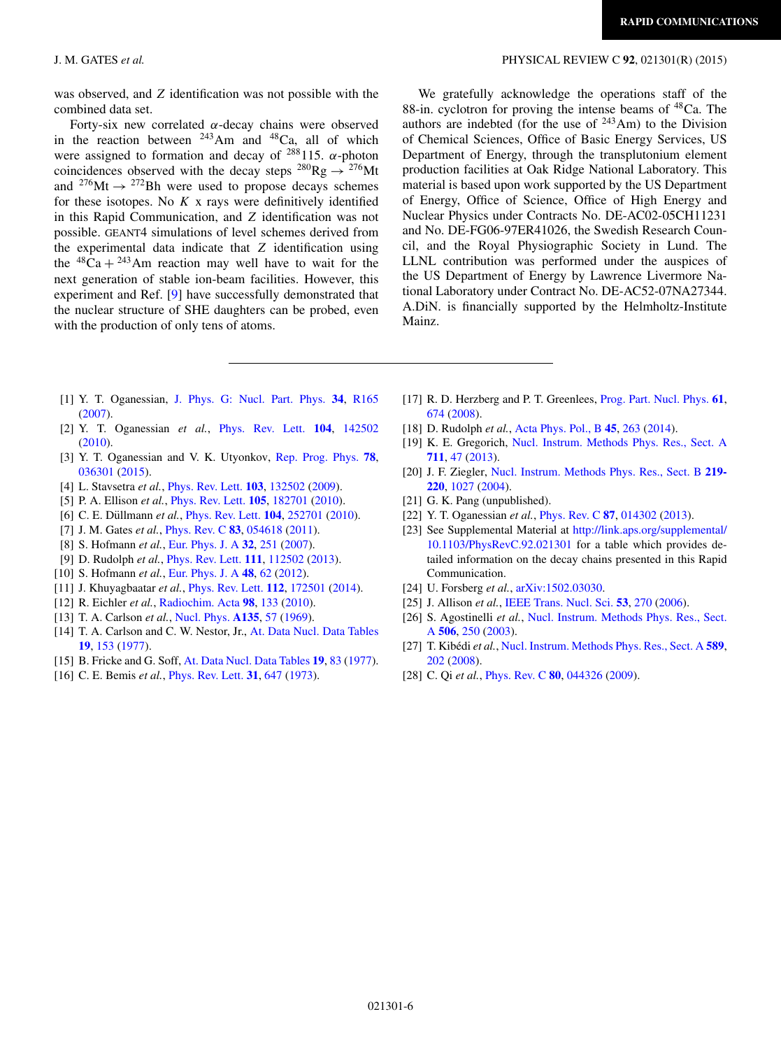was observed, and $Z$ identification was not possible with the combined data set.

Forty-six new correlated $\alpha$-decay chains were observed in the reaction between $^{243}$Am and $^{48}$Ca, all of which were assigned to formation and decay of $^{288}$115. $\alpha$-photon coincidences observed with the decay steps $^{280}\text{Rg} \rightarrow {}^{276}\text{Mt}$ and $^{276}\text{Mt} \rightarrow {}^{272}\text{Bh}$ were used to propose decays schemes for these isotopes. No $K$ x rays were definitively identified in this Rapid Communication, and $Z$ identification was not possible. GEANT4 simulations of level schemes derived from the experimental data indicate that $Z$ identification using the $^{48}\text{Ca} + {}^{243}\text{Am}$ reaction may well have to wait for the next generation of stable ion-beam facilities. However, this experiment and Ref. [9] have successfully demonstrated that the nuclear structure of SHE daughters can be probed, even with the production of only tens of atoms.

We gratefully acknowledge the operations staff of the 88-in. cyclotron for proving the intense beams of $^{48}$Ca. The authors are indebted (for the use of $^{243}$Am) to the Division of Chemical Sciences, Office of Basic Energy Services, US Department of Energy, through the transplutonium element production facilities at Oak Ridge National Laboratory. This material is based upon work supported by the US Department of Energy, Office of Science, Office of High Energy and Nuclear Physics under Contracts No. DE-AC02-05CH11231 and No. DE-FG06-97ER41026, the Swedish Research Council, and the Royal Physiographic Society in Lund. The LLNL contribution was performed under the auspices of the US Department of Energy by Lawrence Livermore National Laboratory under Contract No. DE-AC52-07NA27344. A.DiN. is financially supported by the Helmholtz-Institute Mainz.

[1] Y. T. Oganessian, J. Phys. G: Nucl. Part. Phys. **34**, R165 (2007).
[2] Y. T. Oganessian *et al.*, Phys. Rev. Lett. **104**, 142502 (2010).
[3] Y. T. Oganessian and V. K. Utyonkov, Rep. Prog. Phys. **78**, 036301 (2015).
[4] L. Stavsetra *et al.*, Phys. Rev. Lett. **103**, 132502 (2009).
[5] P. A. Ellison *et al.*, Phys. Rev. Lett. **105**, 182701 (2010).
[6] C. E. Düllmann *et al.*, Phys. Rev. Lett. **104**, 252701 (2010).
[7] J. M. Gates *et al.*, Phys. Rev. C **83**, 054618 (2011).
[8] S. Hofmann *et al.*, Eur. Phys. J. A **32**, 251 (2007).
[9] D. Rudolph *et al.*, Phys. Rev. Lett. **111**, 112502 (2013).
[10] S. Hofmann *et al.*, Eur. Phys. J. A **48**, 62 (2012).
[11] J. Khuyagbaatar *et al.*, Phys. Rev. Lett. **112**, 172501 (2014).
[12] R. Eichler *et al.*, Radiochim. Acta **98**, 133 (2010).
[13] T. A. Carlson *et al.*, Nucl. Phys. **A135**, 57 (1969).
[14] T. A. Carlson and C. W. Nestor, Jr., At. Data Nucl. Data Tables **19**, 153 (1977).
[15] B. Fricke and G. Soff, At. Data Nucl. Data Tables **19**, 83 (1977).
[16] C. E. Bemis *et al.*, Phys. Rev. Lett. **31**, 647 (1973).
[17] R. D. Herzberg and P. T. Greenlees, Prog. Part. Nucl. Phys. **61**, 674 (2008).
[18] D. Rudolph *et al.*, Acta Phys. Pol., B **45**, 263 (2014).
[19] K. E. Gregorich, Nucl. Instrum. Methods Phys. Res., Sect. A **711**, 47 (2013).
[20] J. F. Ziegler, Nucl. Instrum. Methods Phys. Res., Sect. B **219-220**, 1027 (2004).
[21] G. K. Pang (unpublished).
[22] Y. T. Oganessian *et al.*, Phys. Rev. C **87**, 014302 (2013).
[23] See Supplemental Material at http://link.aps.org/supplemental/10.1103/PhysRevC.92.021301 for a table which provides detailed information on the decay chains presented in this Rapid Communication.
[24] U. Forsberg *et al.*, arXiv:1502.03030.
[25] J. Allison *et al.*, IEEE Trans. Nucl. Sci. **53**, 270 (2006).
[26] S. Agostinelli *et al.*, Nucl. Instrum. Methods Phys. Res., Sect. A **506**, 250 (2003).
[27] T. Kibédi *et al.*, Nucl. Instrum. Methods Phys. Res., Sect. A **589**, 202 (2008).
[28] C. Qi *et al.*, Phys. Rev. C **80**, 044326 (2009).